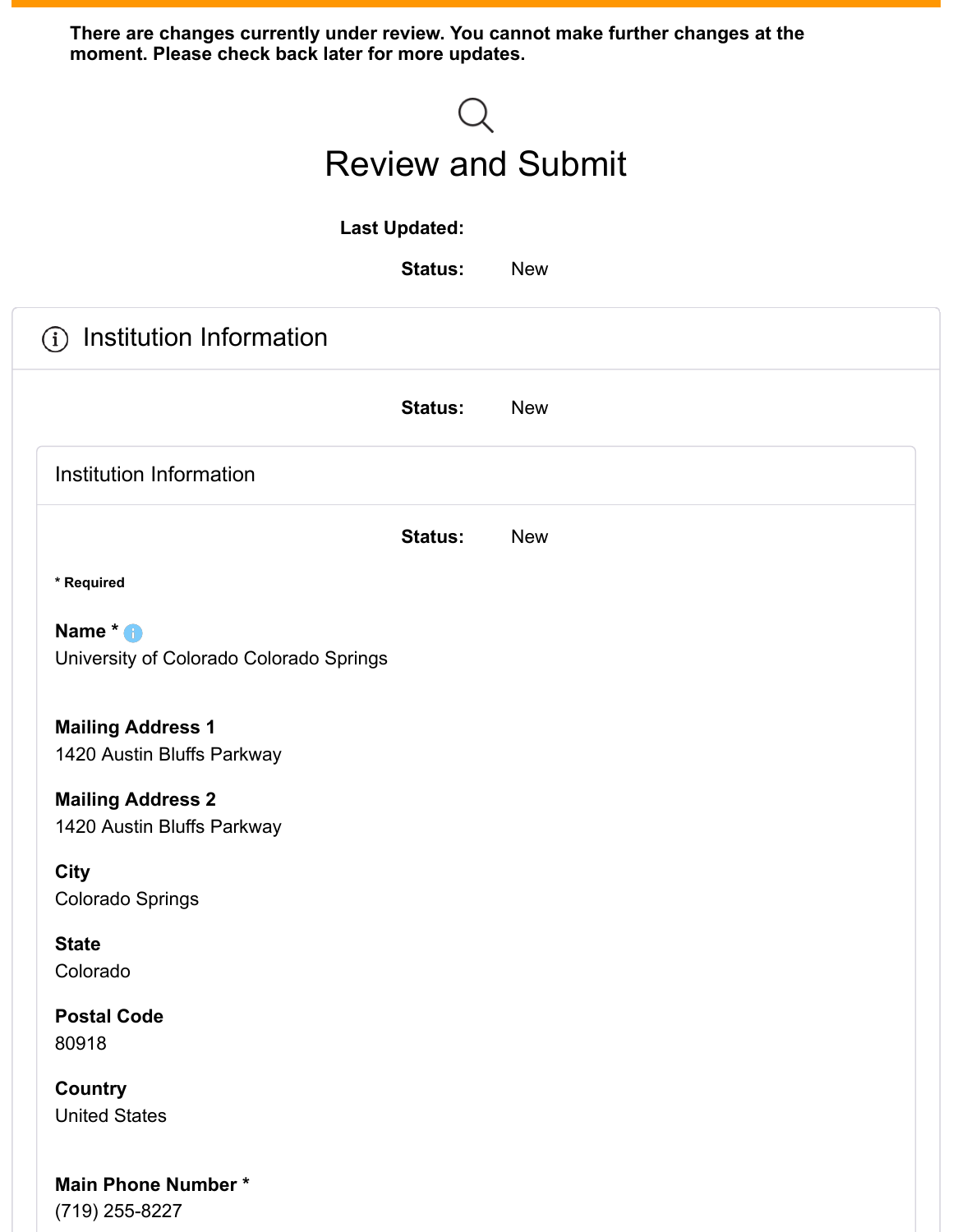**There are changes currently under review. You cannot make further changes at the moment. Please check back later for more updates.**

# Review and Submit

**Last Updated:**

**Status:** New

## Institution Information

**Status:** New

### Institution Information

**Status:** New

**\* Required**

**Name \***
University of Colorado Colorado Springs

**Mailing Address 1**
1420 Austin Bluffs Parkway

**Mailing Address 2**
1420 Austin Bluffs Parkway

**City**
Colorado Springs

**State**
Colorado

**Postal Code**
80918

**Country**
United States

**Main Phone Number \***
(719) 255-8227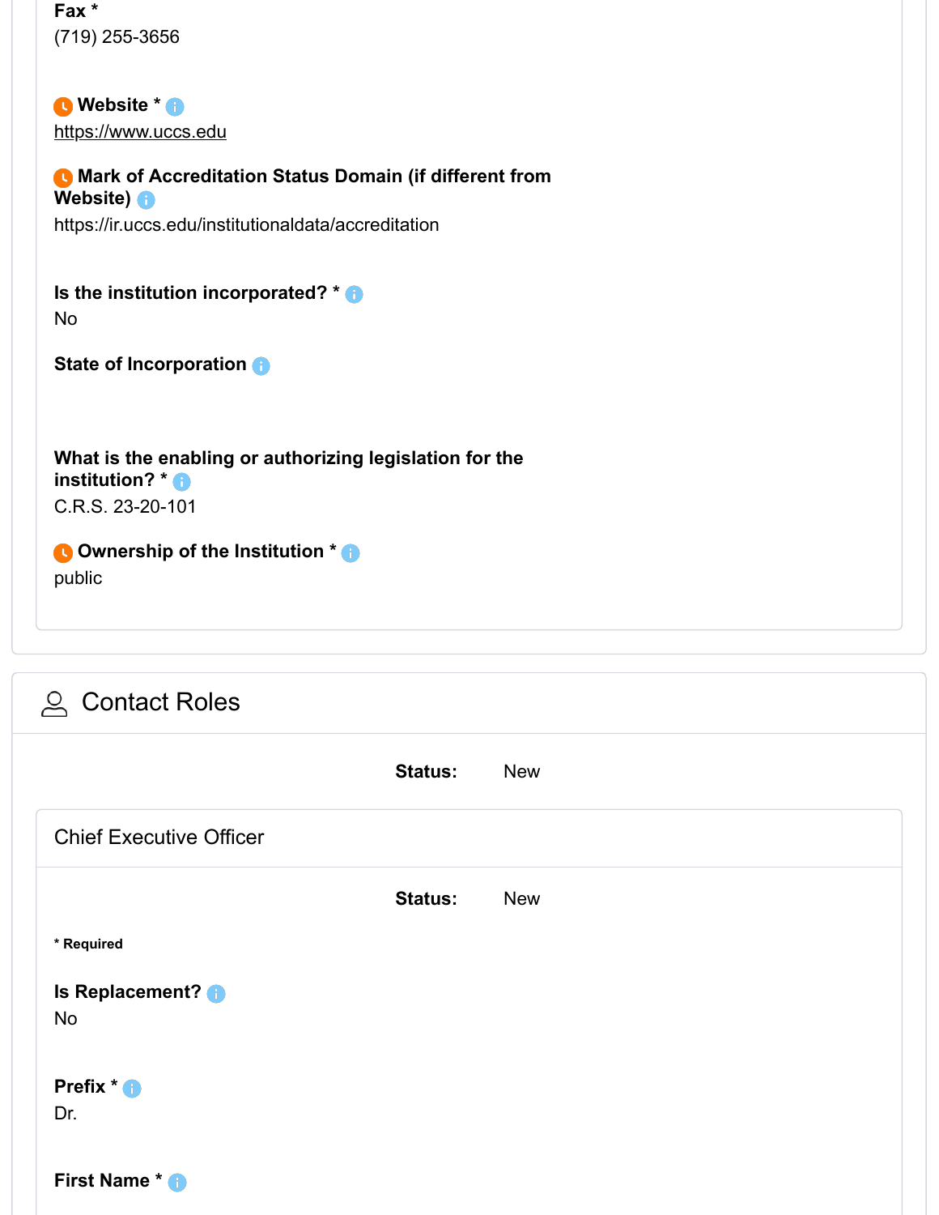**Fax ***
(719) 255-3656

**Website ***
https://www.uccs.edu

**Mark of Accreditation Status Domain (if different from Website)**
https://ir.uccs.edu/institutionaldata/accreditation

**Is the institution incorporated? ***
No

**State of Incorporation**

**What is the enabling or authorizing legislation for the institution? ***
C.R.S. 23-20-101

**Ownership of the Institution ***
public

## Contact Roles

**Status:** New

### Chief Executive Officer

**Status:** New

*** Required**

**Is Replacement?**
No

**Prefix ***
Dr.

**First Name ***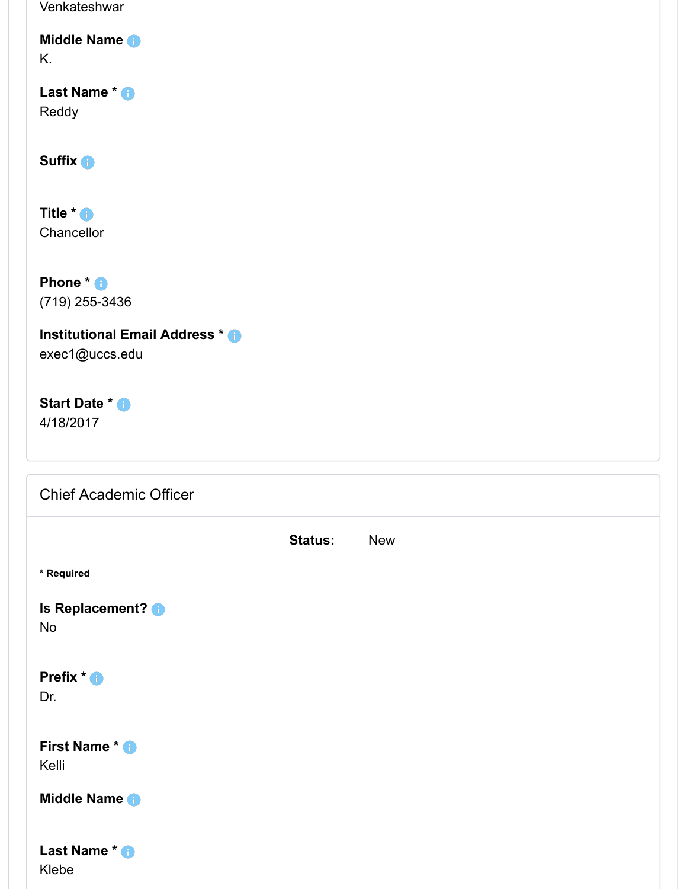Venkateshwar

**Middle Name**
K.

**Last Name ***
Reddy

**Suffix**

**Title ***
Chancellor

**Phone ***
(719) 255-3436

**Institutional Email Address ***
exec1@uccs.edu

**Start Date ***
4/18/2017

## Chief Academic Officer

**Status:** New

**\* Required**

**Is Replacement?**
No

**Prefix ***
Dr.

**First Name ***
Kelli

**Middle Name**

**Last Name ***
Klebe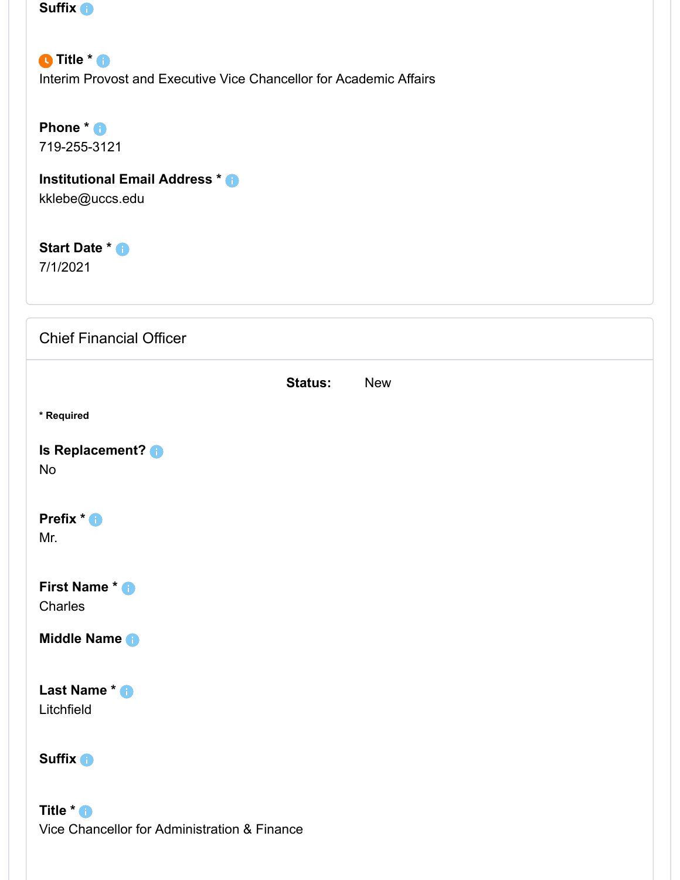**Suffix**

**Title ***
Interim Provost and Executive Vice Chancellor for Academic Affairs

**Phone ***
719-255-3121

**Institutional Email Address ***
kklebe@uccs.edu

**Start Date ***
7/1/2021

## Chief Financial Officer

**Status:** New

*** Required**

**Is Replacement?**
No

**Prefix ***
Mr.

**First Name ***
Charles

**Middle Name**

**Last Name ***
Litchfield

**Suffix**

**Title ***
Vice Chancellor for Administration & Finance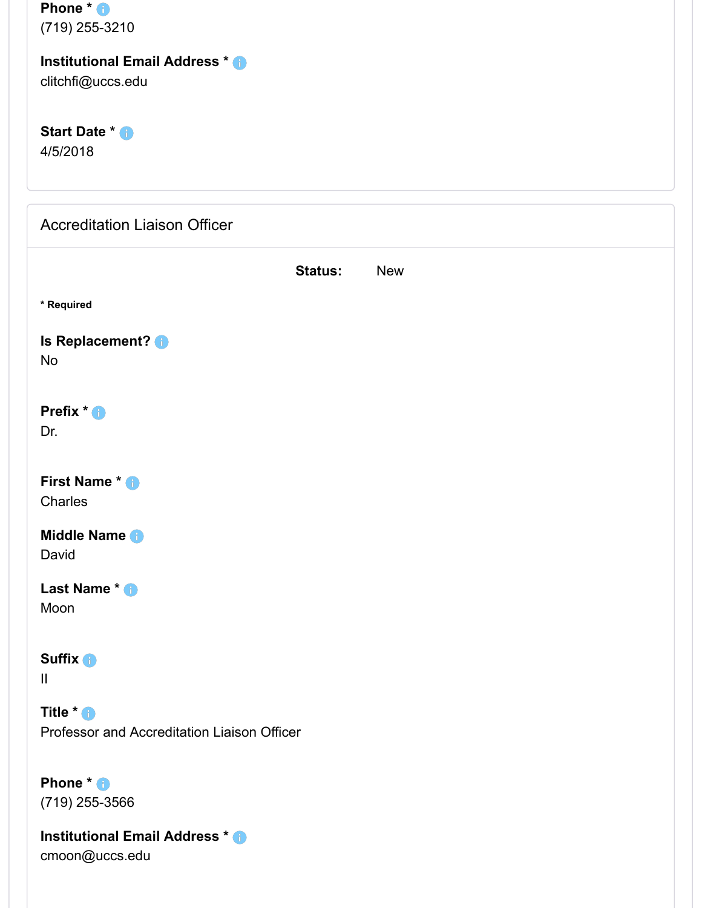**Phone \***
(719) 255-3210

**Institutional Email Address \***
clitchfi@uccs.edu

**Start Date \***
4/5/2018

## Accreditation Liaison Officer

**Status:** New

**\* Required**

**Is Replacement?**
No

**Prefix \***
Dr.

**First Name \***
Charles

**Middle Name**
David

**Last Name \***
Moon

**Suffix**
II

**Title \***
Professor and Accreditation Liaison Officer

**Phone \***
(719) 255-3566

**Institutional Email Address \***
cmoon@uccs.edu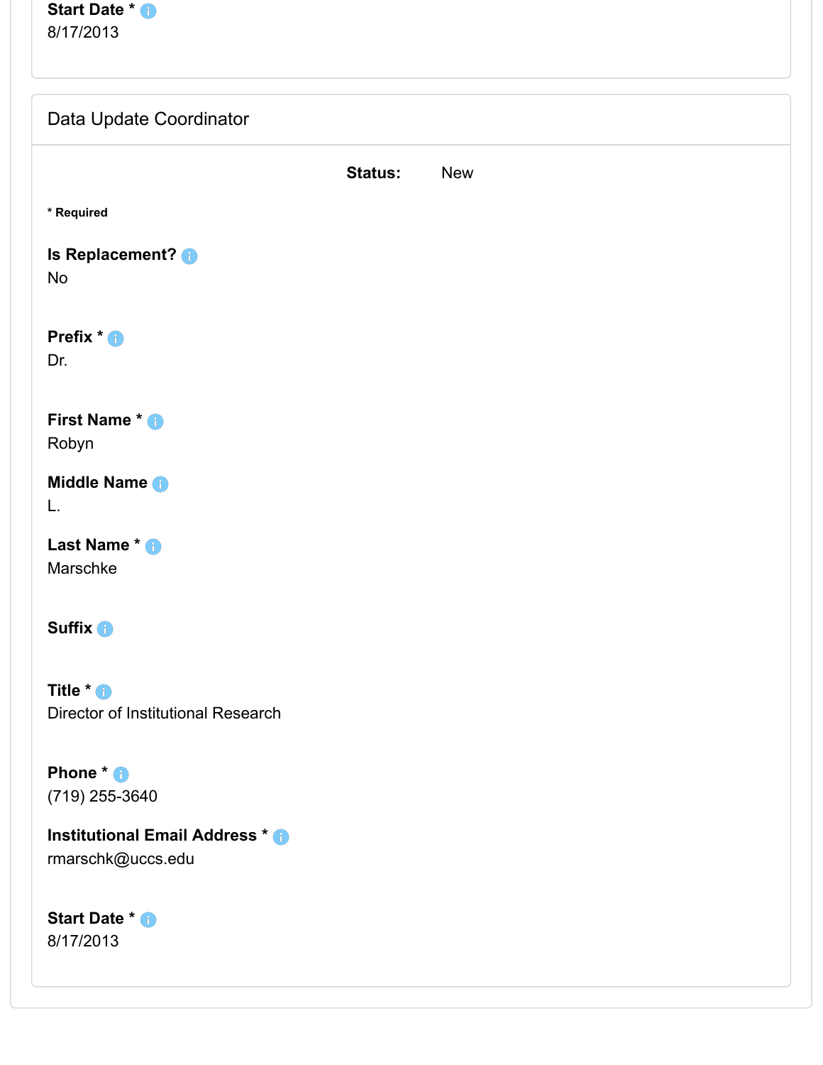**Start Date ***
8/17/2013

## Data Update Coordinator

**Status:** New

**\* Required**

**Is Replacement?**
No

**Prefix ***
Dr.

**First Name ***
Robyn

**Middle Name**
L.

**Last Name ***
Marschke

**Suffix**

**Title ***
Director of Institutional Research

**Phone ***
(719) 255-3640

**Institutional Email Address ***
rmarschk@uccs.edu

**Start Date ***
8/17/2013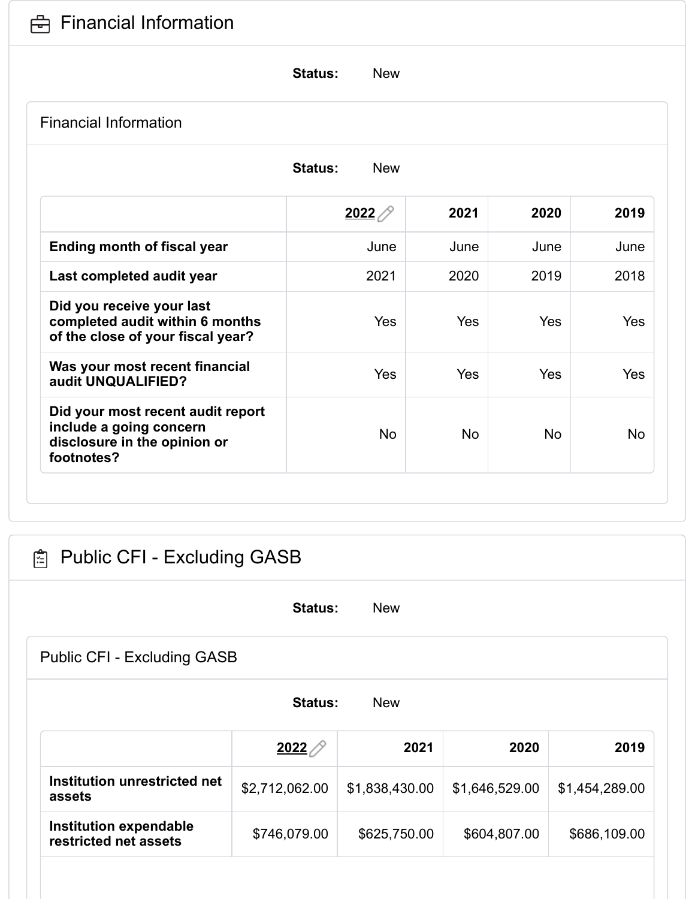# Financial Information

**Status:** New

## Financial Information

**Status:** New

| | 2022 | 2021 | 2020 | 2019 |
|---|---|---|---|---|
| **Ending month of fiscal year** | June | June | June | June |
| **Last completed audit year** | 2021 | 2020 | 2019 | 2018 |
| **Did you receive your last completed audit within 6 months of the close of your fiscal year?** | Yes | Yes | Yes | Yes |
| **Was your most recent financial audit UNQUALIFIED?** | Yes | Yes | Yes | Yes |
| **Did your most recent audit report include a going concern disclosure in the opinion or footnotes?** | No | No | No | No |

# Public CFI - Excluding GASB

**Status:** New

## Public CFI - Excluding GASB

**Status:** New

| | 2022 | 2021 | 2020 | 2019 |
|---|---|---|---|---|
| **Institution unrestricted net assets** | $2,712,062.00 | $1,838,430.00 | $1,646,529.00 | $1,454,289.00 |
| **Institution expendable restricted net assets** | $746,079.00 | $625,750.00 | $604,807.00 | $686,109.00 |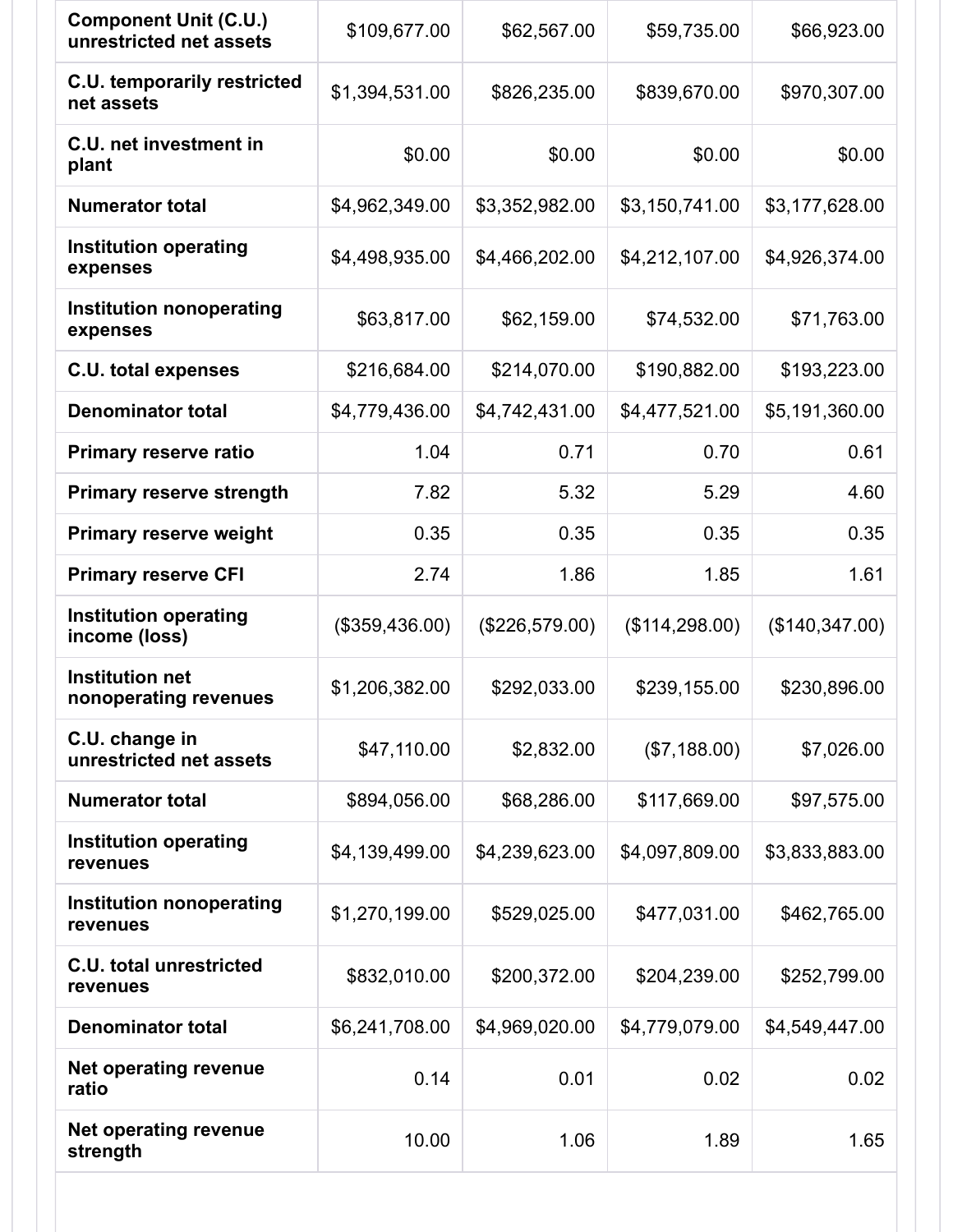| | | | | |
|---|---|---|---|---|
| **Component Unit (C.U.) unrestricted net assets** | $109,677.00 | $62,567.00 | $59,735.00 | $66,923.00 |
| **C.U. temporarily restricted net assets** | $1,394,531.00 | $826,235.00 | $839,670.00 | $970,307.00 |
| **C.U. net investment in plant** | $0.00 | $0.00 | $0.00 | $0.00 |
| **Numerator total** | $4,962,349.00 | $3,352,982.00 | $3,150,741.00 | $3,177,628.00 |
| **Institution operating expenses** | $4,498,935.00 | $4,466,202.00 | $4,212,107.00 | $4,926,374.00 |
| **Institution nonoperating expenses** | $63,817.00 | $62,159.00 | $74,532.00 | $71,763.00 |
| **C.U. total expenses** | $216,684.00 | $214,070.00 | $190,882.00 | $193,223.00 |
| **Denominator total** | $4,779,436.00 | $4,742,431.00 | $4,477,521.00 | $5,191,360.00 |
| **Primary reserve ratio** | 1.04 | 0.71 | 0.70 | 0.61 |
| **Primary reserve strength** | 7.82 | 5.32 | 5.29 | 4.60 |
| **Primary reserve weight** | 0.35 | 0.35 | 0.35 | 0.35 |
| **Primary reserve CFI** | 2.74 | 1.86 | 1.85 | 1.61 |
| **Institution operating income (loss)** | ($359,436.00) | ($226,579.00) | ($114,298.00) | ($140,347.00) |
| **Institution net nonoperating revenues** | $1,206,382.00 | $292,033.00 | $239,155.00 | $230,896.00 |
| **C.U. change in unrestricted net assets** | $47,110.00 | $2,832.00 | ($7,188.00) | $7,026.00 |
| **Numerator total** | $894,056.00 | $68,286.00 | $117,669.00 | $97,575.00 |
| **Institution operating revenues** | $4,139,499.00 | $4,239,623.00 | $4,097,809.00 | $3,833,883.00 |
| **Institution nonoperating revenues** | $1,270,199.00 | $529,025.00 | $477,031.00 | $462,765.00 |
| **C.U. total unrestricted revenues** | $832,010.00 | $200,372.00 | $204,239.00 | $252,799.00 |
| **Denominator total** | $6,241,708.00 | $4,969,020.00 | $4,779,079.00 | $4,549,447.00 |
| **Net operating revenue ratio** | 0.14 | 0.01 | 0.02 | 0.02 |
| **Net operating revenue strength** | 10.00 | 1.06 | 1.89 | 1.65 |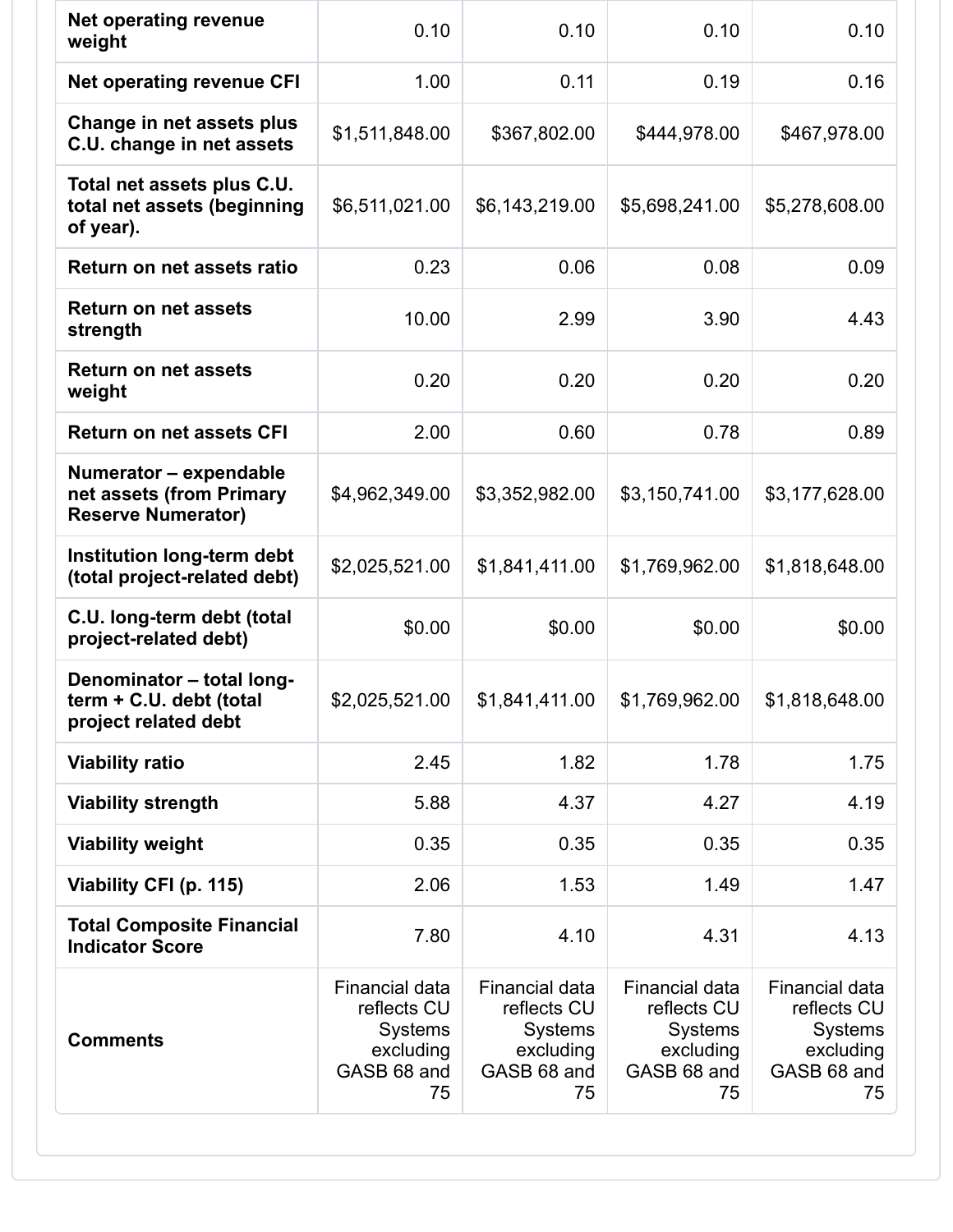| | | | | |
|---|---|---|---|---|
| **Net operating revenue weight** | 0.10 | 0.10 | 0.10 | 0.10 |
| **Net operating revenue CFI** | 1.00 | 0.11 | 0.19 | 0.16 |
| **Change in net assets plus C.U. change in net assets** | $1,511,848.00 | $367,802.00 | $444,978.00 | $467,978.00 |
| **Total net assets plus C.U. total net assets (beginning of year).** | $6,511,021.00 | $6,143,219.00 | $5,698,241.00 | $5,278,608.00 |
| **Return on net assets ratio** | 0.23 | 0.06 | 0.08 | 0.09 |
| **Return on net assets strength** | 10.00 | 2.99 | 3.90 | 4.43 |
| **Return on net assets weight** | 0.20 | 0.20 | 0.20 | 0.20 |
| **Return on net assets CFI** | 2.00 | 0.60 | 0.78 | 0.89 |
| **Numerator – expendable net assets (from Primary Reserve Numerator)** | $4,962,349.00 | $3,352,982.00 | $3,150,741.00 | $3,177,628.00 |
| **Institution long-term debt (total project-related debt)** | $2,025,521.00 | $1,841,411.00 | $1,769,962.00 | $1,818,648.00 |
| **C.U. long-term debt (total project-related debt)** | $0.00 | $0.00 | $0.00 | $0.00 |
| **Denominator – total long-term + C.U. debt (total project related debt** | $2,025,521.00 | $1,841,411.00 | $1,769,962.00 | $1,818,648.00 |
| **Viability ratio** | 2.45 | 1.82 | 1.78 | 1.75 |
| **Viability strength** | 5.88 | 4.37 | 4.27 | 4.19 |
| **Viability weight** | 0.35 | 0.35 | 0.35 | 0.35 |
| **Viability CFI (p. 115)** | 2.06 | 1.53 | 1.49 | 1.47 |
| **Total Composite Financial Indicator Score** | 7.80 | 4.10 | 4.31 | 4.13 |
| **Comments** | Financial data reflects CU Systems excluding GASB 68 and 75 | Financial data reflects CU Systems excluding GASB 68 and 75 | Financial data reflects CU Systems excluding GASB 68 and 75 | Financial data reflects CU Systems excluding GASB 68 and 75 |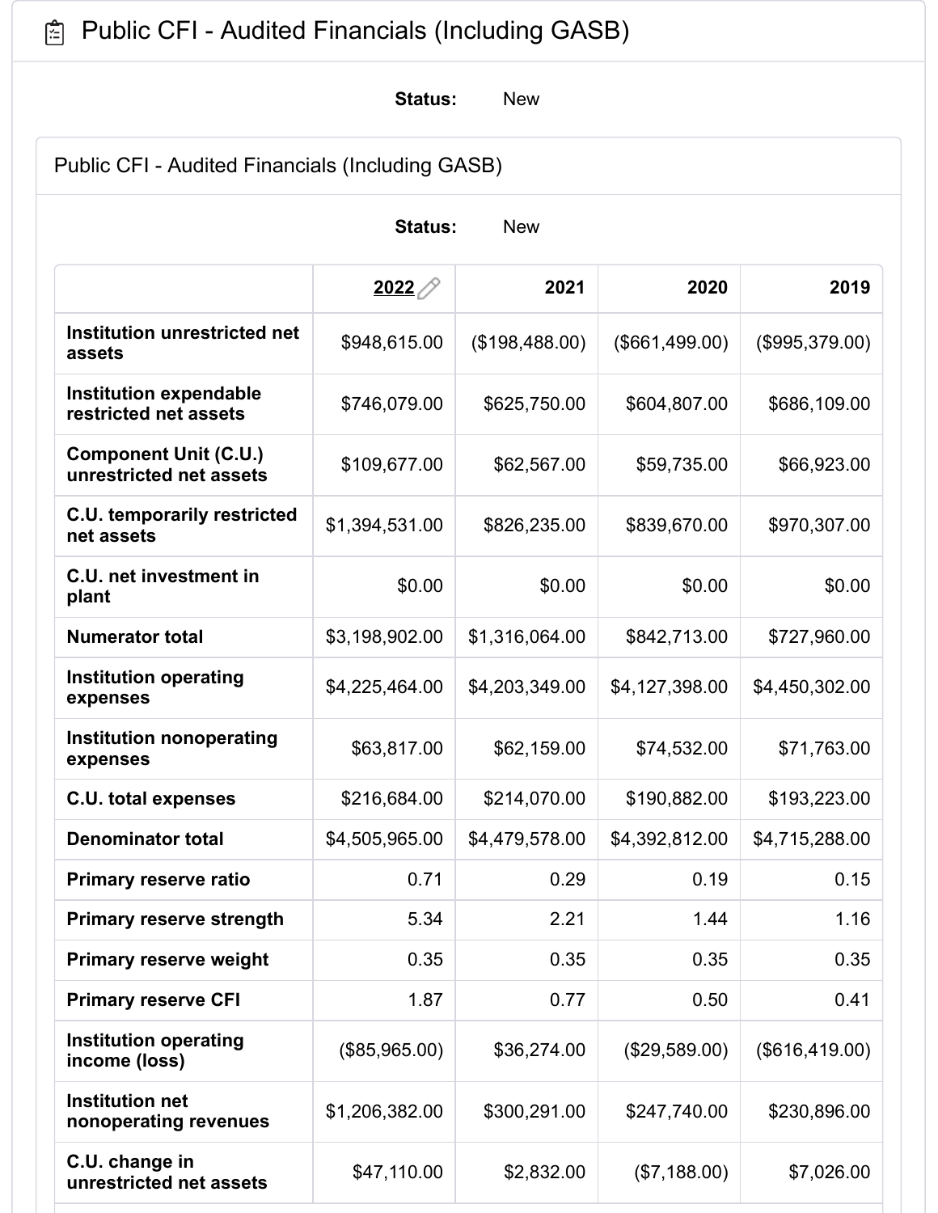# Public CFI - Audited Financials (Including GASB)

**Status:** New

## Public CFI - Audited Financials (Including GASB)

**Status:** New

| | 2022 | 2021 | 2020 | 2019 |
|---|---|---|---|---|
| **Institution unrestricted net assets** | $948,615.00 | ($198,488.00) | ($661,499.00) | ($995,379.00) |
| **Institution expendable restricted net assets** | $746,079.00 | $625,750.00 | $604,807.00 | $686,109.00 |
| **Component Unit (C.U.) unrestricted net assets** | $109,677.00 | $62,567.00 | $59,735.00 | $66,923.00 |
| **C.U. temporarily restricted net assets** | $1,394,531.00 | $826,235.00 | $839,670.00 | $970,307.00 |
| **C.U. net investment in plant** | $0.00 | $0.00 | $0.00 | $0.00 |
| **Numerator total** | $3,198,902.00 | $1,316,064.00 | $842,713.00 | $727,960.00 |
| **Institution operating expenses** | $4,225,464.00 | $4,203,349.00 | $4,127,398.00 | $4,450,302.00 |
| **Institution nonoperating expenses** | $63,817.00 | $62,159.00 | $74,532.00 | $71,763.00 |
| **C.U. total expenses** | $216,684.00 | $214,070.00 | $190,882.00 | $193,223.00 |
| **Denominator total** | $4,505,965.00 | $4,479,578.00 | $4,392,812.00 | $4,715,288.00 |
| **Primary reserve ratio** | 0.71 | 0.29 | 0.19 | 0.15 |
| **Primary reserve strength** | 5.34 | 2.21 | 1.44 | 1.16 |
| **Primary reserve weight** | 0.35 | 0.35 | 0.35 | 0.35 |
| **Primary reserve CFI** | 1.87 | 0.77 | 0.50 | 0.41 |
| **Institution operating income (loss)** | ($85,965.00) | $36,274.00 | ($29,589.00) | ($616,419.00) |
| **Institution net nonoperating revenues** | $1,206,382.00 | $300,291.00 | $247,740.00 | $230,896.00 |
| **C.U. change in unrestricted net assets** | $47,110.00 | $2,832.00 | ($7,188.00) | $7,026.00 |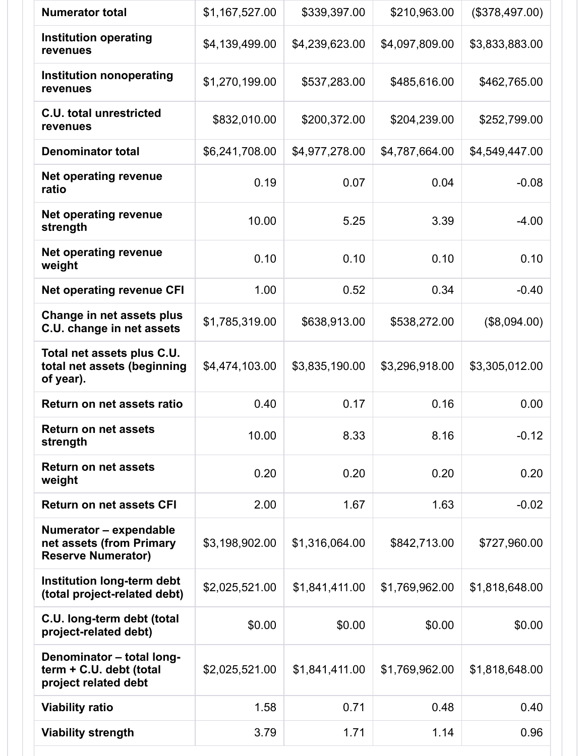| | | | | |
|---|---|---|---|---|
| Numerator total | $1,167,527.00 | $339,397.00 | $210,963.00 | ($378,497.00) |
| Institution operating revenues | $4,139,499.00 | $4,239,623.00 | $4,097,809.00 | $3,833,883.00 |
| Institution nonoperating revenues | $1,270,199.00 | $537,283.00 | $485,616.00 | $462,765.00 |
| C.U. total unrestricted revenues | $832,010.00 | $200,372.00 | $204,239.00 | $252,799.00 |
| Denominator total | $6,241,708.00 | $4,977,278.00 | $4,787,664.00 | $4,549,447.00 |
| Net operating revenue ratio | 0.19 | 0.07 | 0.04 | -0.08 |
| Net operating revenue strength | 10.00 | 5.25 | 3.39 | -4.00 |
| Net operating revenue weight | 0.10 | 0.10 | 0.10 | 0.10 |
| Net operating revenue CFI | 1.00 | 0.52 | 0.34 | -0.40 |
| Change in net assets plus C.U. change in net assets | $1,785,319.00 | $638,913.00 | $538,272.00 | ($8,094.00) |
| Total net assets plus C.U. total net assets (beginning of year). | $4,474,103.00 | $3,835,190.00 | $3,296,918.00 | $3,305,012.00 |
| Return on net assets ratio | 0.40 | 0.17 | 0.16 | 0.00 |
| Return on net assets strength | 10.00 | 8.33 | 8.16 | -0.12 |
| Return on net assets weight | 0.20 | 0.20 | 0.20 | 0.20 |
| Return on net assets CFI | 2.00 | 1.67 | 1.63 | -0.02 |
| Numerator – expendable net assets (from Primary Reserve Numerator) | $3,198,902.00 | $1,316,064.00 | $842,713.00 | $727,960.00 |
| Institution long-term debt (total project-related debt) | $2,025,521.00 | $1,841,411.00 | $1,769,962.00 | $1,818,648.00 |
| C.U. long-term debt (total project-related debt) | $0.00 | $0.00 | $0.00 | $0.00 |
| Denominator – total long-term + C.U. debt (total project related debt | $2,025,521.00 | $1,841,411.00 | $1,769,962.00 | $1,818,648.00 |
| Viability ratio | 1.58 | 0.71 | 0.48 | 0.40 |
| Viability strength | 3.79 | 1.71 | 1.14 | 0.96 |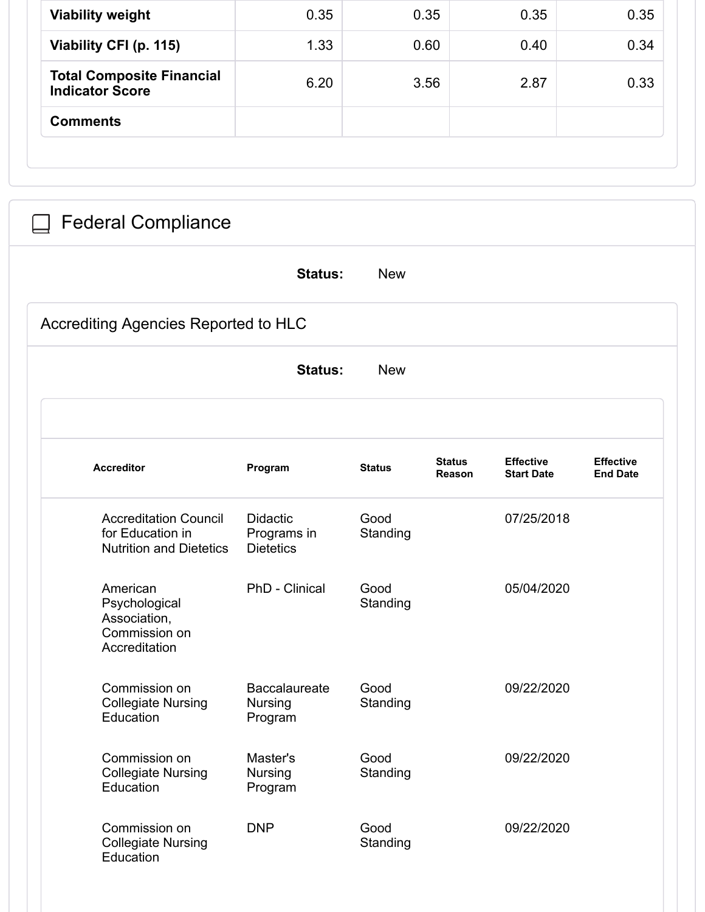| | | | | |
|---|---|---|---|---|
| **Viability weight** | 0.35 | 0.35 | 0.35 | 0.35 |
| **Viability CFI (p. 115)** | 1.33 | 0.60 | 0.40 | 0.34 |
| **Total Composite Financial Indicator Score** | 6.20 | 3.56 | 2.87 | 0.33 |
| **Comments** | | | | |

## Federal Compliance

**Status:** New

### Accrediting Agencies Reported to HLC

**Status:** New

| Accreditor | Program | Status | Status Reason | Effective Start Date | Effective End Date |
|---|---|---|---|---|---|
| Accreditation Council for Education in Nutrition and Dietetics | Didactic Programs in Dietetics | Good Standing | | 07/25/2018 | |
| American Psychological Association, Commission on Accreditation | PhD - Clinical | Good Standing | | 05/04/2020 | |
| Commission on Collegiate Nursing Education | Baccalaureate Nursing Program | Good Standing | | 09/22/2020 | |
| Commission on Collegiate Nursing Education | Master's Nursing Program | Good Standing | | 09/22/2020 | |
| Commission on Collegiate Nursing Education | DNP | Good Standing | | 09/22/2020 | |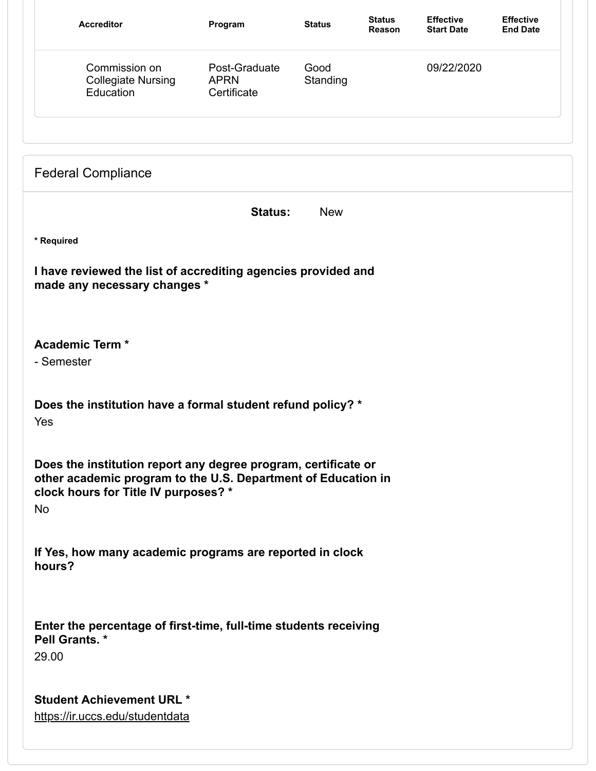| Accreditor | Program | Status | Status Reason | Effective Start Date | Effective End Date |
|---|---|---|---|---|---|
| Commission on Collegiate Nursing Education | Post-Graduate APRN Certificate | Good Standing | | 09/22/2020 | |

## Federal Compliance

**Status:** New

**\* Required**

**I have reviewed the list of accrediting agencies provided and made any necessary changes \***

**Academic Term \***

- Semester

**Does the institution have a formal student refund policy? \***

Yes

**Does the institution report any degree program, certificate or other academic program to the U.S. Department of Education in clock hours for Title IV purposes? \***

No

**If Yes, how many academic programs are reported in clock hours?**

**Enter the percentage of first-time, full-time students receiving Pell Grants. \***

29.00

**Student Achievement URL \***

https://ir.uccs.edu/studentdata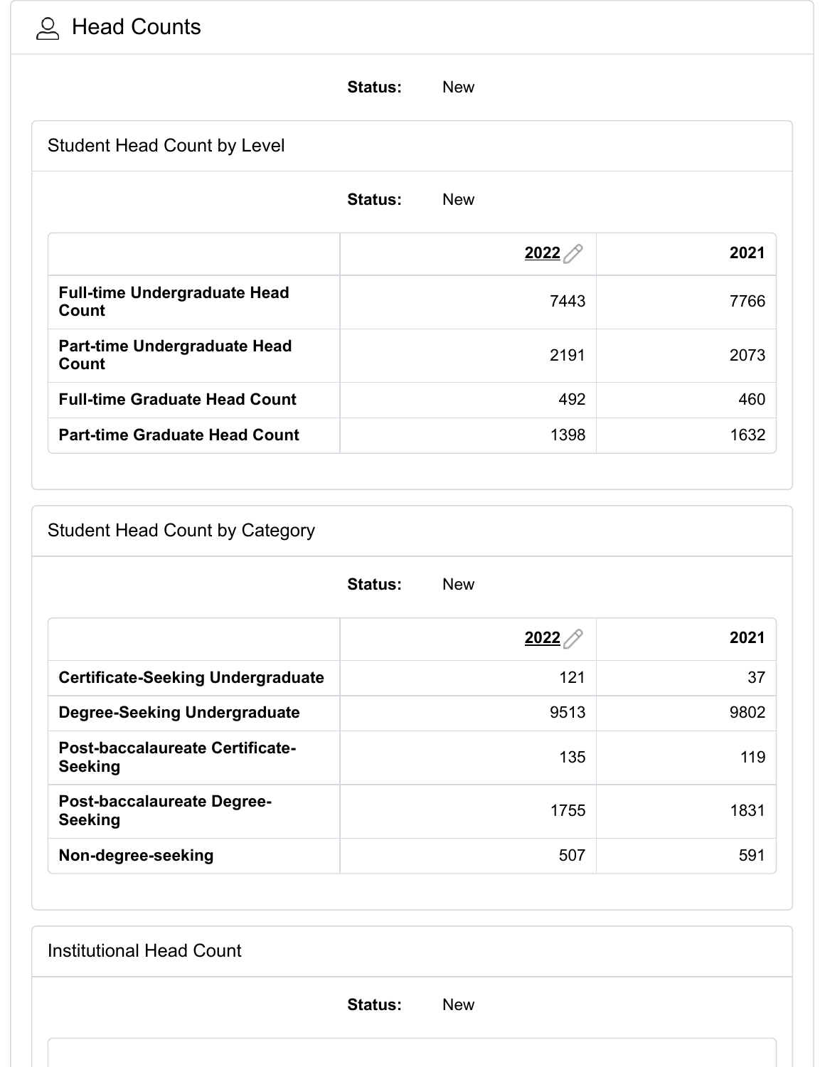# Head Counts

**Status:** New

## Student Head Count by Level

**Status:** New

| | 2022 | 2021 |
|---|---|---|
| **Full-time Undergraduate Head Count** | 7443 | 7766 |
| **Part-time Undergraduate Head Count** | 2191 | 2073 |
| **Full-time Graduate Head Count** | 492 | 460 |
| **Part-time Graduate Head Count** | 1398 | 1632 |

## Student Head Count by Category

**Status:** New

| | 2022 | 2021 |
|---|---|---|
| **Certificate-Seeking Undergraduate** | 121 | 37 |
| **Degree-Seeking Undergraduate** | 9513 | 9802 |
| **Post-baccalaureate Certificate-Seeking** | 135 | 119 |
| **Post-baccalaureate Degree-Seeking** | 1755 | 1831 |
| **Non-degree-seeking** | 507 | 591 |

## Institutional Head Count

**Status:** New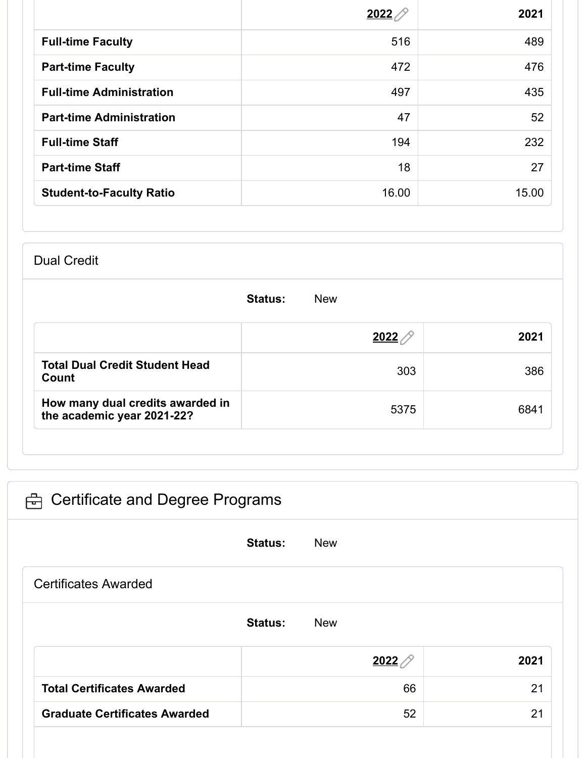| | 2022 | 2021 |
|---|---|---|
| **Full-time Faculty** | 516 | 489 |
| **Part-time Faculty** | 472 | 476 |
| **Full-time Administration** | 497 | 435 |
| **Part-time Administration** | 47 | 52 |
| **Full-time Staff** | 194 | 232 |
| **Part-time Staff** | 18 | 27 |
| **Student-to-Faculty Ratio** | 16.00 | 15.00 |

### Dual Credit

**Status:** New

| | 2022 | 2021 |
|---|---|---|
| **Total Dual Credit Student Head Count** | 303 | 386 |
| **How many dual credits awarded in the academic year 2021-22?** | 5375 | 6841 |

## Certificate and Degree Programs

**Status:** New

### Certificates Awarded

**Status:** New

| | 2022 | 2021 |
|---|---|---|
| **Total Certificates Awarded** | 66 | 21 |
| **Graduate Certificates Awarded** | 52 | 21 |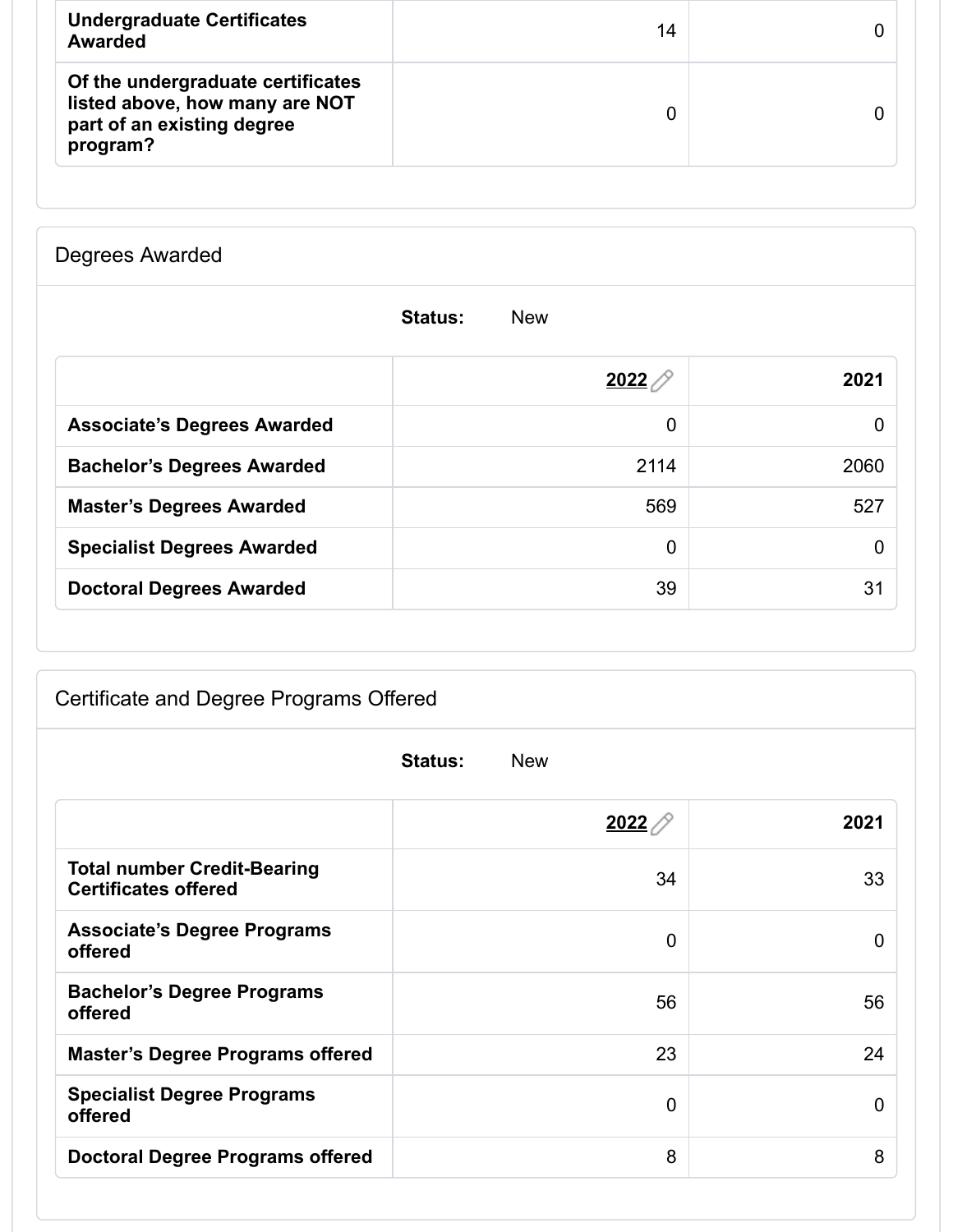| | | |
|---|---|---|
| **Undergraduate Certificates Awarded** | 14 | 0 |
| **Of the undergraduate certificates listed above, how many are NOT part of an existing degree program?** | 0 | 0 |

## Degrees Awarded

**Status:** New

| | 2022 | 2021 |
|---|---|---|
| **Associate's Degrees Awarded** | 0 | 0 |
| **Bachelor's Degrees Awarded** | 2114 | 2060 |
| **Master's Degrees Awarded** | 569 | 527 |
| **Specialist Degrees Awarded** | 0 | 0 |
| **Doctoral Degrees Awarded** | 39 | 31 |

## Certificate and Degree Programs Offered

**Status:** New

| | 2022 | 2021 |
|---|---|---|
| **Total number Credit-Bearing Certificates offered** | 34 | 33 |
| **Associate's Degree Programs offered** | 0 | 0 |
| **Bachelor's Degree Programs offered** | 56 | 56 |
| **Master's Degree Programs offered** | 23 | 24 |
| **Specialist Degree Programs offered** | 0 | 0 |
| **Doctoral Degree Programs offered** | 8 | 8 |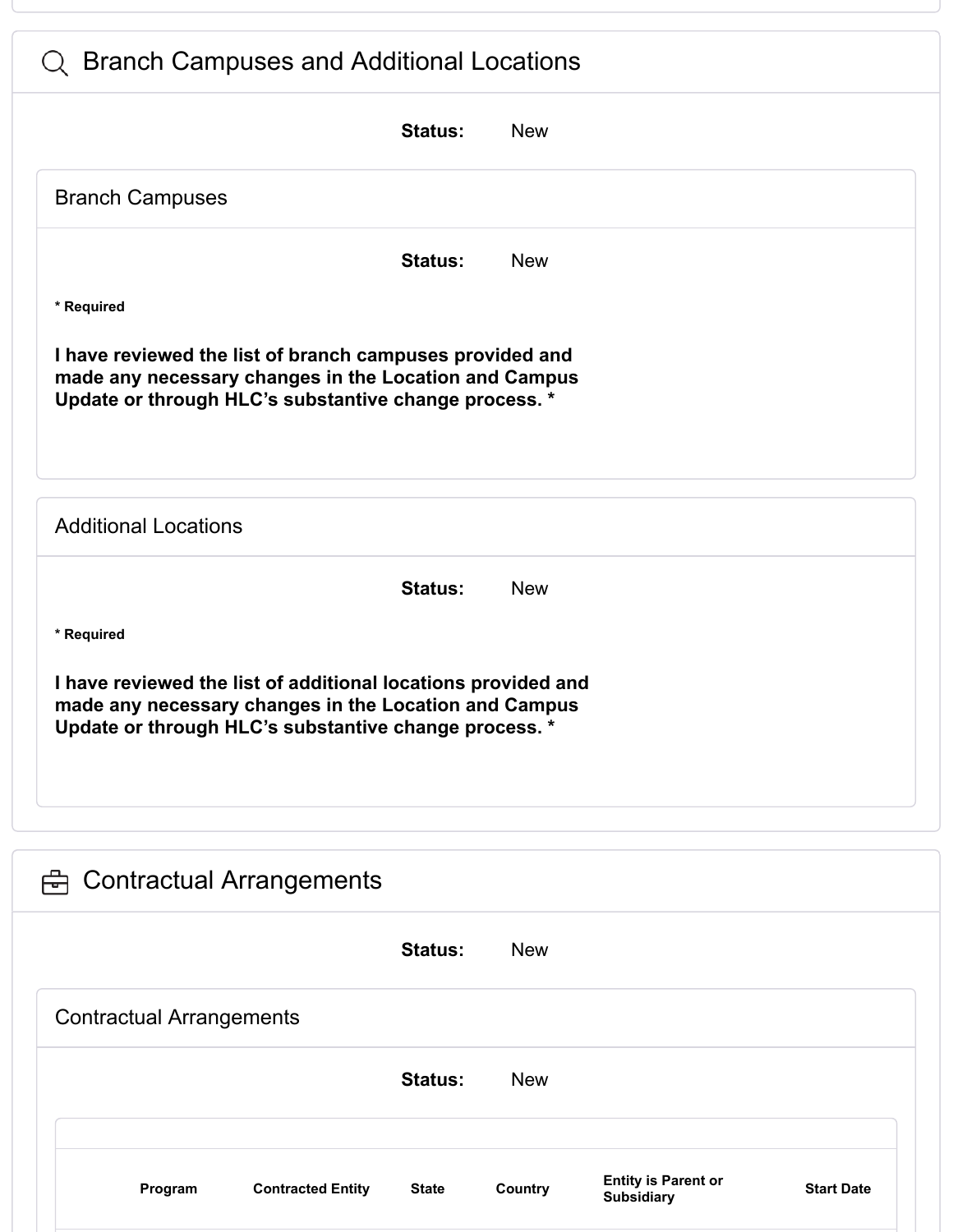## Branch Campuses and Additional Locations

**Status:** New

### Branch Campuses

**Status:** New

**\* Required**

**I have reviewed the list of branch campuses provided and made any necessary changes in the Location and Campus Update or through HLC's substantive change process. \***

### Additional Locations

**Status:** New

**\* Required**

**I have reviewed the list of additional locations provided and made any necessary changes in the Location and Campus Update or through HLC's substantive change process. \***

## Contractual Arrangements

**Status:** New

### Contractual Arrangements

**Status:** New

| Program | Contracted Entity | State | Country | Entity is Parent or Subsidiary | Start Date |
| --- | --- | --- | --- | --- | --- |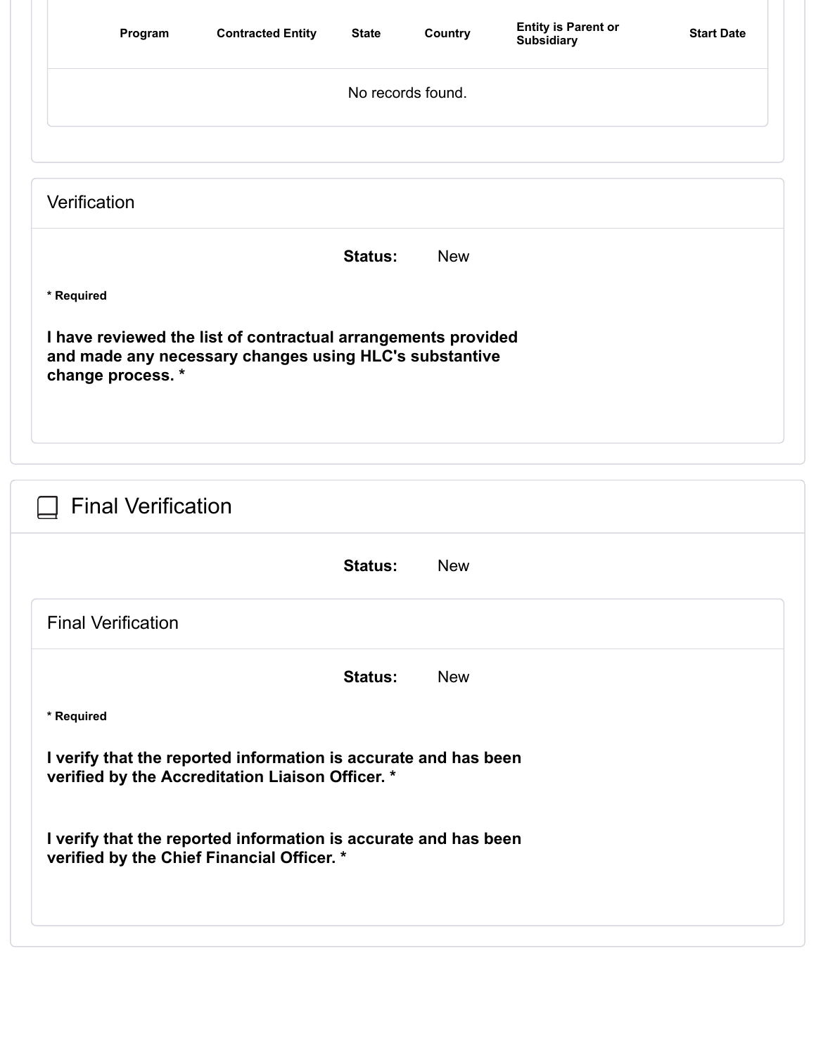| Program | Contracted Entity | State | Country | Entity is Parent or Subsidiary | Start Date |
| --- | --- | --- | --- | --- | --- |
| No records found. | | | | | |

### Verification

**Status:** New

**\* Required**

**I have reviewed the list of contractual arrangements provided and made any necessary changes using HLC's substantive change process. \***

## Final Verification

**Status:** New

### Final Verification

**Status:** New

**\* Required**

**I verify that the reported information is accurate and has been verified by the Accreditation Liaison Officer. \***

**I verify that the reported information is accurate and has been verified by the Chief Financial Officer. \***